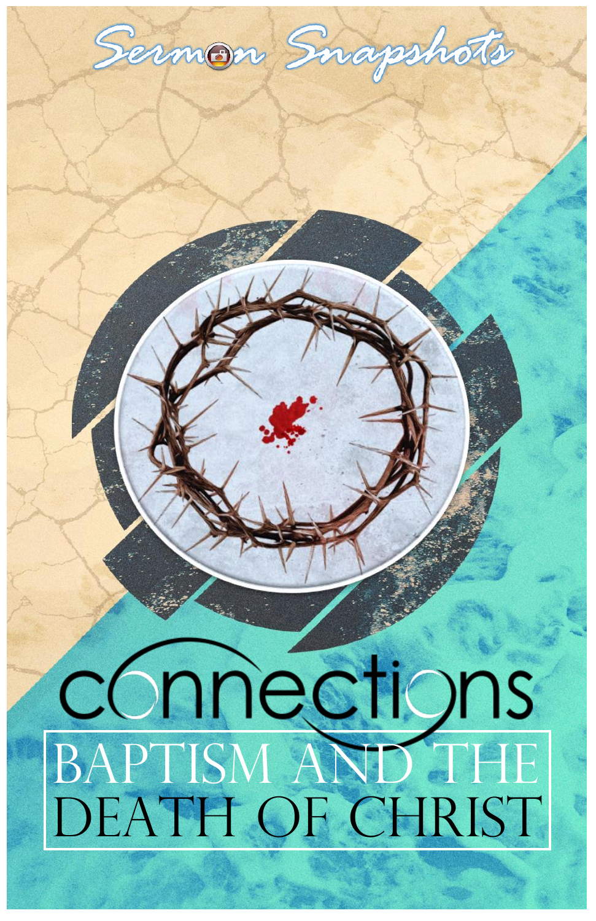Sermon Snapshots

# connections

## BAPTISM AND THE DEATH OF CHRIST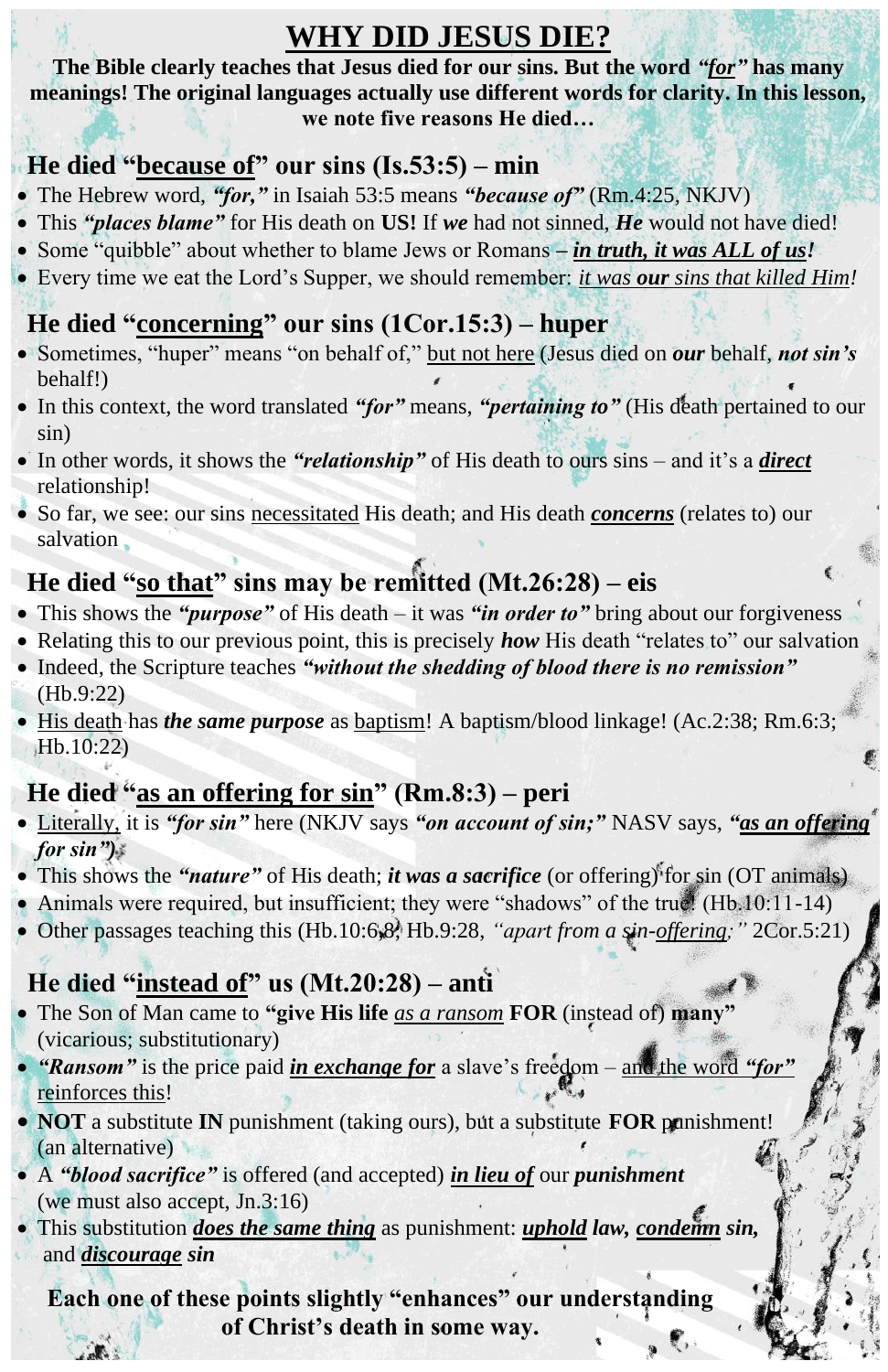# <u>WHY DID JESUS DIE?</u>

**The Bible clearly teaches that Jesus died for our sins. But the word *"<u>for</u>"* has many meanings! The original languages actually use different words for clarity. In this lesson, we note five reasons He died…**

## He died "<u>because of</u>" our sins (Is.53:5) – min

- The Hebrew word, ***"for,"*** in Isaiah 53:5 means ***"because of"*** (Rm.4:25, NKJV)
- This ***"places blame"*** for His death on **US!** If ***we*** had not sinned, ***He*** would not have died!
- Some "quibble" about whether to blame Jews or Romans **–** ***<u>in truth, it was ALL of us</u>!***
- Every time we eat the Lord's Supper, we should remember: *<u>it was **our** sins that killed Him</u>!*

## He died "<u>concerning</u>" our sins (1Cor.15:3) – huper

- Sometimes, "huper" means "on behalf of," <u>but not here</u> (Jesus died on ***our*** behalf, ***not sin's*** behalf!)
- In this context, the word translated ***"for"*** means, ***"pertaining to"*** (His death pertained to our sin)
- In other words, it shows the ***"relationship"*** of His death to ours sins – and it's a ***<u>direct</u>*** relationship!
- So far, we see: our sins <u>necessitated</u> His death; and His death ***<u>concerns</u>*** (relates to) our salvation

## He died "<u>so that</u>" sins may be remitted (Mt.26:28) – eis

- This shows the ***"purpose"*** of His death – it was ***"in order to"*** bring about our forgiveness
- Relating this to our previous point, this is precisely ***how*** His death "relates to" our salvation
- Indeed, the Scripture teaches ***"without the shedding of blood there is no remission"*** (Hb.9:22)
- <u>His death</u> has ***the same purpose*** as <u>baptism</u>! A baptism/blood linkage! (Ac.2:38; Rm.6:3; Hb.10:22)

## He died "<u>as an offering for sin</u>" (Rm.8:3) – peri

- <u>Literally,</u> it is ***"for sin"*** here (NKJV says ***"on account of sin;"*** NASV says, ***"<u>as an offering</u> for sin"***)
- This shows the ***"nature"*** of His death; ***it was a sacrifice*** (or offering) for sin (OT animals)
- Animals were required, but insufficient; they were "shadows" of the true! (Hb.10:11-14)
- Other passages teaching this (Hb.10:6,8; Hb.9:28, *"apart from a sin-<u>offering</u>;"* 2Cor.5:21)

## He died "<u>instead of</u>" us (Mt.20:28) – anti

- The Son of Man came to **"give His life** *<u>as a ransom</u>* **FOR** (instead of) **many"** (vicarious; substitutionary)
- ***"Ransom"*** is the price paid ***<u>in exchange for</u>*** a slave's freedom – <u>and the word ***"for"*** reinforces this</u>!
- **NOT** a substitute **IN** punishment (taking ours), but a substitute **FOR** punishment! (an alternative)
- A ***"blood sacrifice"*** is offered (and accepted) ***<u>in lieu of</u>*** our ***punishment*** (we must also accept, Jn.3:16)
- This substitution ***<u>does the same thing</u>*** as punishment: ***<u>uphold</u> law, <u>condemn</u> sin,*** and ***<u>discourage</u> sin***

**Each one of these points slightly "enhances" our understanding of Christ's death in some way.**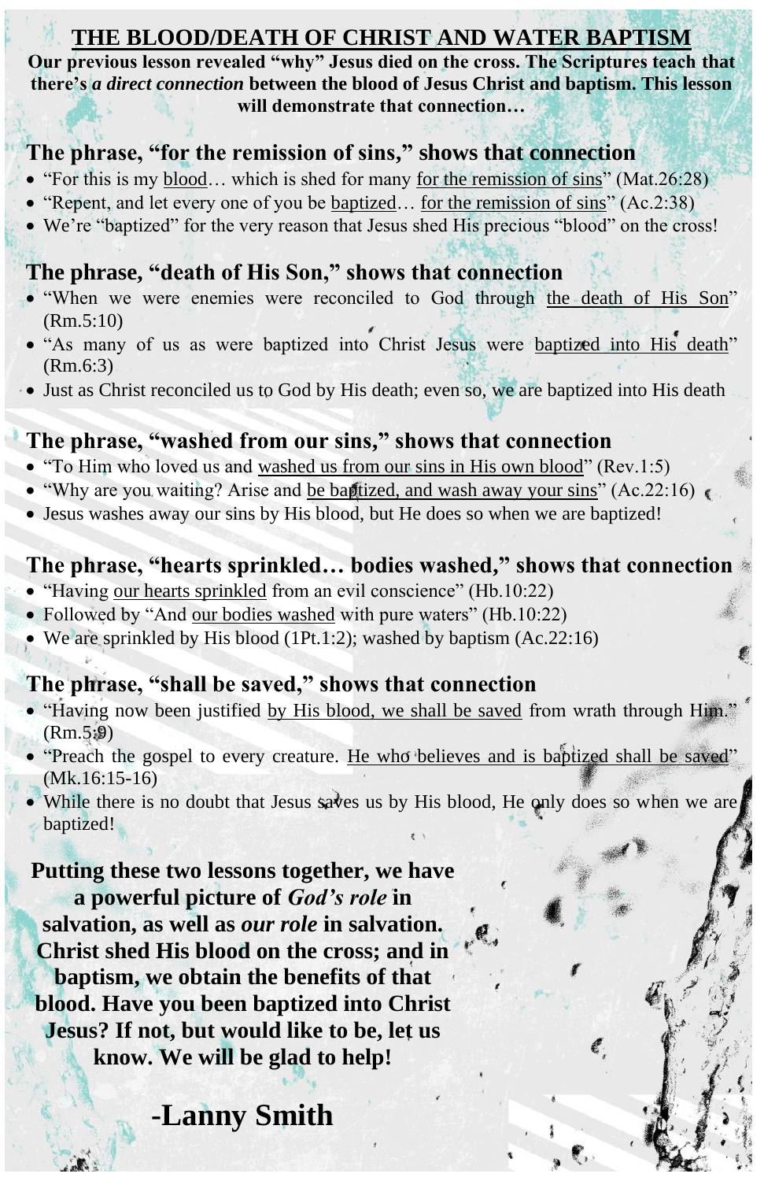# THE BLOOD/DEATH OF CHRIST AND WATER BAPTISM

**Our previous lesson revealed "why" Jesus died on the cross. The Scriptures teach that there's *a direct connection* between the blood of Jesus Christ and baptism. This lesson will demonstrate that connection…**

## The phrase, "for the remission of sins," shows that connection

- "For this is my blood… which is shed for many for the remission of sins" (Mat.26:28)
- "Repent, and let every one of you be baptized… for the remission of sins" (Ac.2:38)
- We're "baptized" for the very reason that Jesus shed His precious "blood" on the cross!

## The phrase, "death of His Son," shows that connection

- "When we were enemies were reconciled to God through the death of His Son" (Rm.5:10)
- "As many of us as were baptized into Christ Jesus were baptized into His death" (Rm.6:3)
- Just as Christ reconciled us to God by His death; even so, we are baptized into His death

## The phrase, "washed from our sins," shows that connection

- "To Him who loved us and washed us from our sins in His own blood" (Rev.1:5)
- "Why are you waiting? Arise and be baptized, and wash away your sins" (Ac.22:16)
- Jesus washes away our sins by His blood, but He does so when we are baptized!

## The phrase, "hearts sprinkled… bodies washed," shows that connection

- "Having our hearts sprinkled from an evil conscience" (Hb.10:22)
- Followed by "And our bodies washed with pure waters" (Hb.10:22)
- We are sprinkled by His blood (1Pt.1:2); washed by baptism (Ac.22:16)

## The phrase, "shall be saved," shows that connection

- "Having now been justified by His blood, we shall be saved from wrath through Him." (Rm.5:9)
- "Preach the gospel to every creature. He who believes and is baptized shall be saved" (Mk.16:15-16)
- While there is no doubt that Jesus saves us by His blood, He only does so when we are baptized!

**Putting these two lessons together, we have a powerful picture of *God's role* in salvation, as well as *our role* in salvation. Christ shed His blood on the cross; and in baptism, we obtain the benefits of that blood. Have you been baptized into Christ Jesus? If not, but would like to be, let us know. We will be glad to help!**

**-Lanny Smith**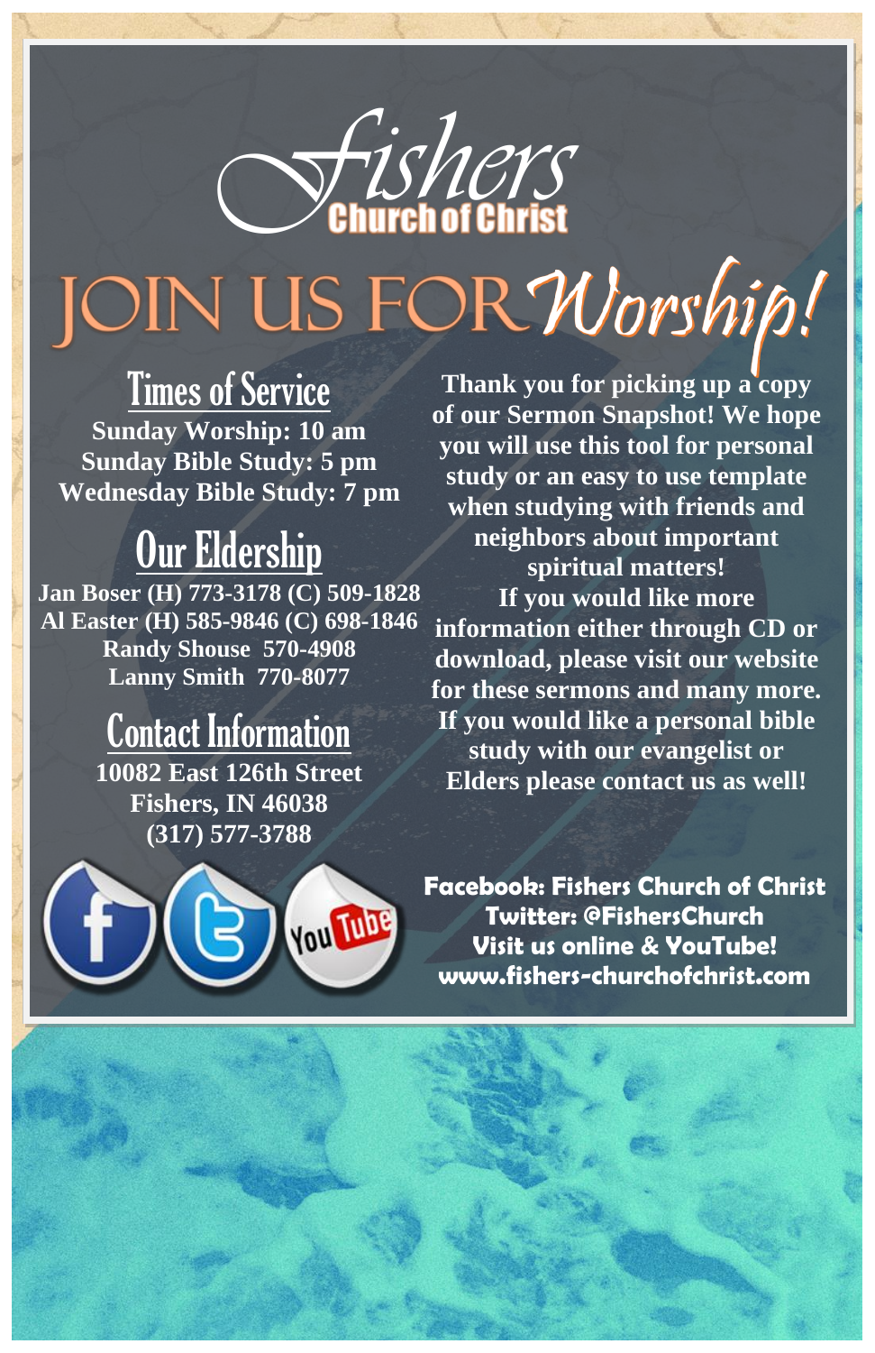# Fishers Church of Christ

# JOIN US FOR *Worship!*

## Times of Service

**Sunday Worship: 10 am**
**Sunday Bible Study: 5 pm**
**Wednesday Bible Study: 7 pm**

## Our Eldership

**Jan Boser (H) 773-3178 (C) 509-1828**
**Al Easter (H) 585-9846 (C) 698-1846**
**Randy Shouse 570-4908**
**Lanny Smith 770-8077**

## Contact Information

**10082 East 126th Street**
**Fishers, IN 46038**
**(317) 577-3788**

**Thank you for picking up a copy of our Sermon Snapshot! We hope you will use this tool for personal study or an easy to use template when studying with friends and neighbors about important spiritual matters!**
**If you would like more information either through CD or download, please visit our website for these sermons and many more. If you would like a personal bible study with our evangelist or Elders please contact us as well!**

**Facebook: Fishers Church of Christ**
**Twitter: @FishersChurch**
**Visit us online & YouTube!**
**www.fishers-churchofchrist.com**